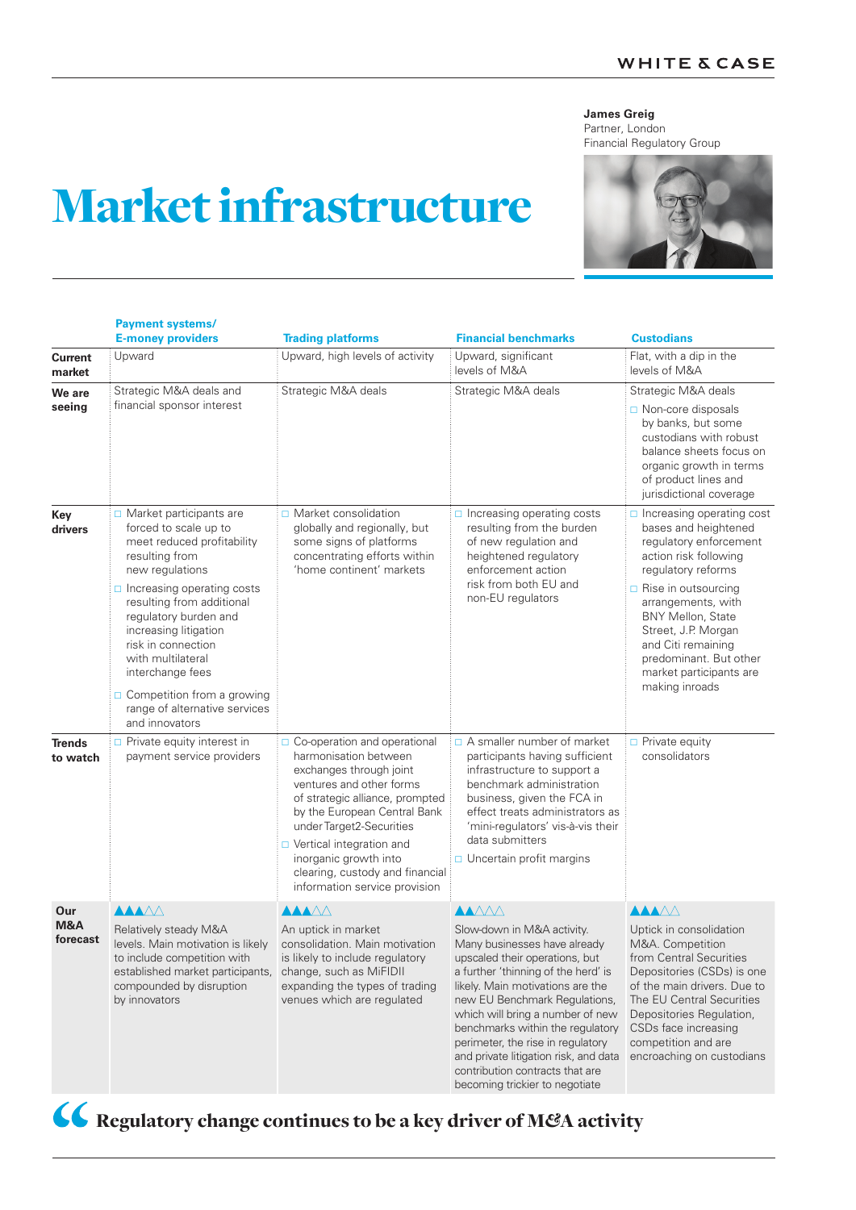James Greig
Partner, London
Financial Regulatory Group

# Market infrastructure

| | Payment systems/ E-money providers | Trading platforms | Financial benchmarks | Custodians |
|---|---|---|---|---|
| **Current market** | Upward | Upward, high levels of activity | Upward, significant levels of M&A | Flat, with a dip in the levels of M&A |
| **We are seeing** | Strategic M&A deals and financial sponsor interest | Strategic M&A deals | Strategic M&A deals | Strategic M&A deals<br>□ Non-core disposals by banks, but some custodians with robust balance sheets focus on organic growth in terms of product lines and jurisdictional coverage |
| **Key drivers** | □ Market participants are forced to scale up to meet reduced profitability resulting from new regulations<br>□ Increasing operating costs resulting from additional regulatory burden and increasing litigation risk in connection with multilateral interchange fees<br>□ Competition from a growing range of alternative services and innovators | □ Market consolidation globally and regionally, but some signs of platforms concentrating efforts within 'home continent' markets | □ Increasing operating costs resulting from the burden of new regulation and heightened regulatory enforcement action risk from both EU and non-EU regulators | □ Increasing operating cost bases and heightened regulatory enforcement action risk following regulatory reforms<br>□ Rise in outsourcing arrangements, with BNY Mellon, State Street, J.P. Morgan and Citi remaining predominant. But other market participants are making inroads |
| **Trends to watch** | □ Private equity interest in payment service providers | □ Co-operation and operational harmonisation between exchanges through joint ventures and other forms of strategic alliance, prompted by the European Central Bank under Target2-Securities<br>□ Vertical integration and inorganic growth into clearing, custody and financial information service provision | □ A smaller number of market participants having sufficient infrastructure to support a benchmark administration business, given the FCA in effect treats administrators as 'mini-regulators' vis-à-vis their data submitters<br>□ Uncertain profit margins | □ Private equity consolidators |
| **Our M&A forecast** | ▲▲▲△△<br>Relatively steady M&A levels. Main motivation is likely to include competition with established market participants, compounded by disruption by innovators | ▲▲▲△△<br>An uptick in market consolidation. Main motivation is likely to include regulatory change, such as MiFIDII expanding the types of trading venues which are regulated | ▲▲△△△<br>Slow-down in M&A activity. Many businesses have already upscaled their operations, but a further 'thinning of the herd' is likely. Main motivations are the new EU Benchmark Regulations, which will bring a number of new benchmarks within the regulatory perimeter, the rise in regulatory and private litigation risk, and data contribution contracts that are becoming trickier to negotiate | ▲▲▲△△<br>Uptick in consolidation M&A. Competition from Central Securities Depositories (CSDs) is one of the main drivers. Due to The EU Central Securities Depositories Regulation, CSDs face increasing competition and are encroaching on custodians |

> **Regulatory change continues to be a key driver of M&A activity**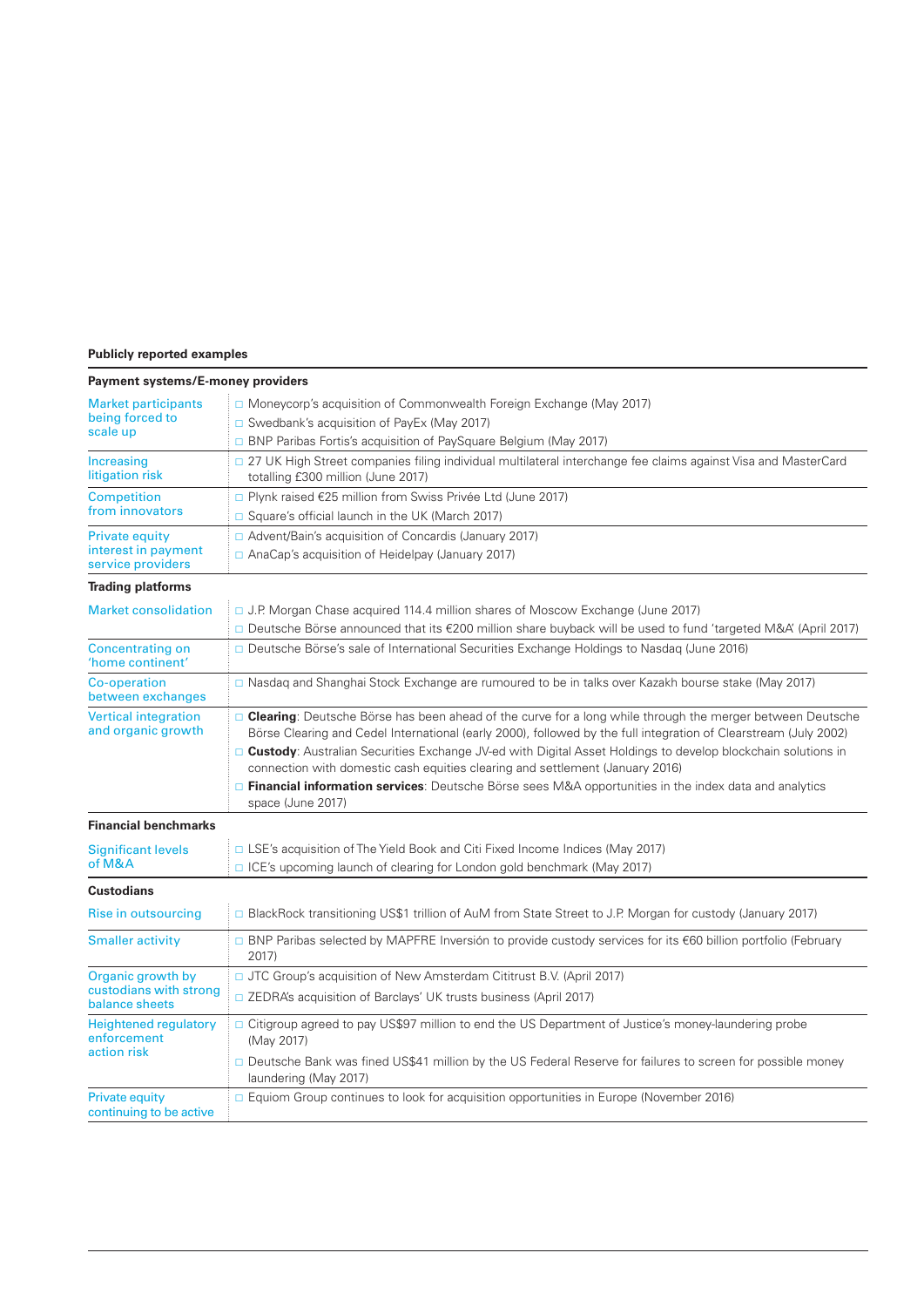**Publicly reported examples**

| | |
|---|---|
| **Payment systems/E-money providers** | |
| Market participants being forced to scale up | □ Moneycorp's acquisition of Commonwealth Foreign Exchange (May 2017)<br>□ Swedbank's acquisition of PayEx (May 2017)<br>□ BNP Paribas Fortis's acquisition of PaySquare Belgium (May 2017) |
| Increasing litigation risk | □ 27 UK High Street companies filing individual multilateral interchange fee claims against Visa and MasterCard totalling £300 million (June 2017) |
| Competition from innovators | □ Plynk raised €25 million from Swiss Privée Ltd (June 2017)<br>□ Square's official launch in the UK (March 2017) |
| Private equity interest in payment service providers | □ Advent/Bain's acquisition of Concardis (January 2017)<br>□ AnaCap's acquisition of Heidelpay (January 2017) |
| **Trading platforms** | |
| Market consolidation | □ J.P. Morgan Chase acquired 114.4 million shares of Moscow Exchange (June 2017)<br>□ Deutsche Börse announced that its €200 million share buyback will be used to fund 'targeted M&A' (April 2017) |
| Concentrating on 'home continent' | □ Deutsche Börse's sale of International Securities Exchange Holdings to Nasdaq (June 2016) |
| Co-operation between exchanges | □ Nasdaq and Shanghai Stock Exchange are rumoured to be in talks over Kazakh bourse stake (May 2017) |
| Vertical integration and organic growth | □ **Clearing**: Deutsche Börse has been ahead of the curve for a long while through the merger between Deutsche Börse Clearing and Cedel International (early 2000), followed by the full integration of Clearstream (July 2002)<br>□ **Custody**: Australian Securities Exchange JV-ed with Digital Asset Holdings to develop blockchain solutions in connection with domestic cash equities clearing and settlement (January 2016)<br>□ **Financial information services**: Deutsche Börse sees M&A opportunities in the index data and analytics space (June 2017) |
| **Financial benchmarks** | |
| Significant levels of M&A | □ LSE's acquisition of The Yield Book and Citi Fixed Income Indices (May 2017)<br>□ ICE's upcoming launch of clearing for London gold benchmark (May 2017) |
| **Custodians** | |
| Rise in outsourcing | □ BlackRock transitioning US$1 trillion of AuM from State Street to J.P. Morgan for custody (January 2017) |
| Smaller activity | □ BNP Paribas selected by MAPFRE Inversión to provide custody services for its €60 billion portfolio (February 2017) |
| Organic growth by custodians with strong balance sheets | □ JTC Group's acquisition of New Amsterdam Cititrust B.V. (April 2017)<br>□ ZEDRA's acquisition of Barclays' UK trusts business (April 2017) |
| Heightened regulatory enforcement action risk | □ Citigroup agreed to pay US$97 million to end the US Department of Justice's money-laundering probe (May 2017)<br>□ Deutsche Bank was fined US$41 million by the US Federal Reserve for failures to screen for possible money laundering (May 2017) |
| Private equity continuing to be active | □ Equiom Group continues to look for acquisition opportunities in Europe (November 2016) |